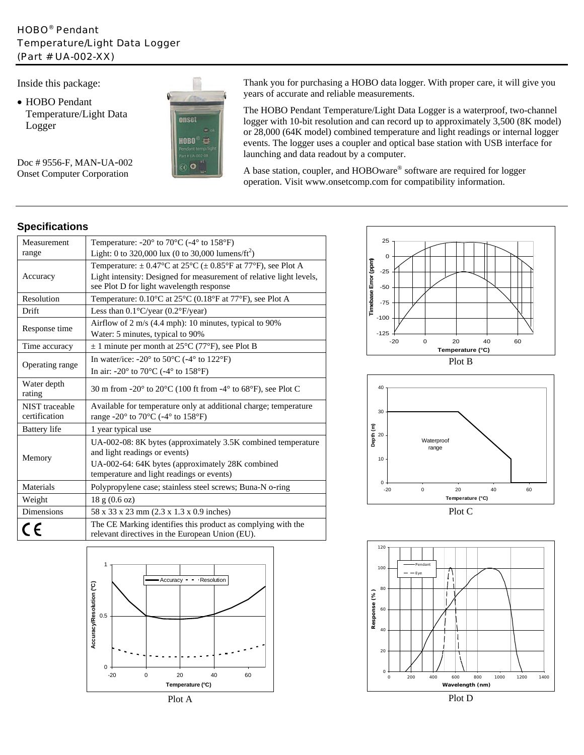# HOBO® Pendant Temperature/Light Data Logger (Part # UA-002-XX)

Inside this package:

- HOBO Pendant Temperature/Light Data Logger

Doc # 9556-F, MAN-UA-002
Onset Computer Corporation

Thank you for purchasing a HOBO data logger. With proper care, it will give you years of accurate and reliable measurements.

The HOBO Pendant Temperature/Light Data Logger is a waterproof, two-channel logger with 10-bit resolution and can record up to approximately 3,500 (8K model) or 28,000 (64K model) combined temperature and light readings or internal logger events. The logger uses a coupler and optical base station with USB interface for launching and data readout by a computer.

A base station, coupler, and HOBOware® software are required for logger operation. Visit www.onsetcomp.com for compatibility information.

## Specifications

| | |
|---|---|
| Measurement range | Temperature: -20° to 70°C (-4° to 158°F)<br>Light: 0 to 320,000 lux (0 to 30,000 lumens/ft$^2$) |
| Accuracy | Temperature: ± 0.47°C at 25°C (± 0.85°F at 77°F), see Plot A<br>Light intensity: Designed for measurement of relative light levels, see Plot D for light wavelength response |
| Resolution | Temperature: 0.10°C at 25°C (0.18°F at 77°F), see Plot A |
| Drift | Less than 0.1°C/year (0.2°F/year) |
| Response time | Airflow of 2 m/s (4.4 mph): 10 minutes, typical to 90%<br>Water: 5 minutes, typical to 90% |
| Time accuracy | ± 1 minute per month at 25°C (77°F), see Plot B |
| Operating range | In water/ice: -20° to 50°C (-4° to 122°F)<br>In air: -20° to 70°C (-4° to 158°F) |
| Water depth rating | 30 m from -20° to 20°C (100 ft from -4° to 68°F), see Plot C |
| NIST traceable certification | Available for temperature only at additional charge; temperature range -20° to 70°C (-4° to 158°F) |
| Battery life | 1 year typical use |
| Memory | UA-002-08: 8K bytes (approximately 3.5K combined temperature and light readings or events)<br>UA-002-64: 64K bytes (approximately 28K combined temperature and light readings or events) |
| Materials | Polypropylene case; stainless steel screws; Buna-N o-ring |
| Weight | 18 g (0.6 oz) |
| Dimensions | 58 x 33 x 23 mm (2.3 x 1.3 x 0.9 inches) |
| CE | The CE Marking identifies this product as complying with the relevant directives in the European Union (EU). |

Plot A

Plot B

Plot C

Plot D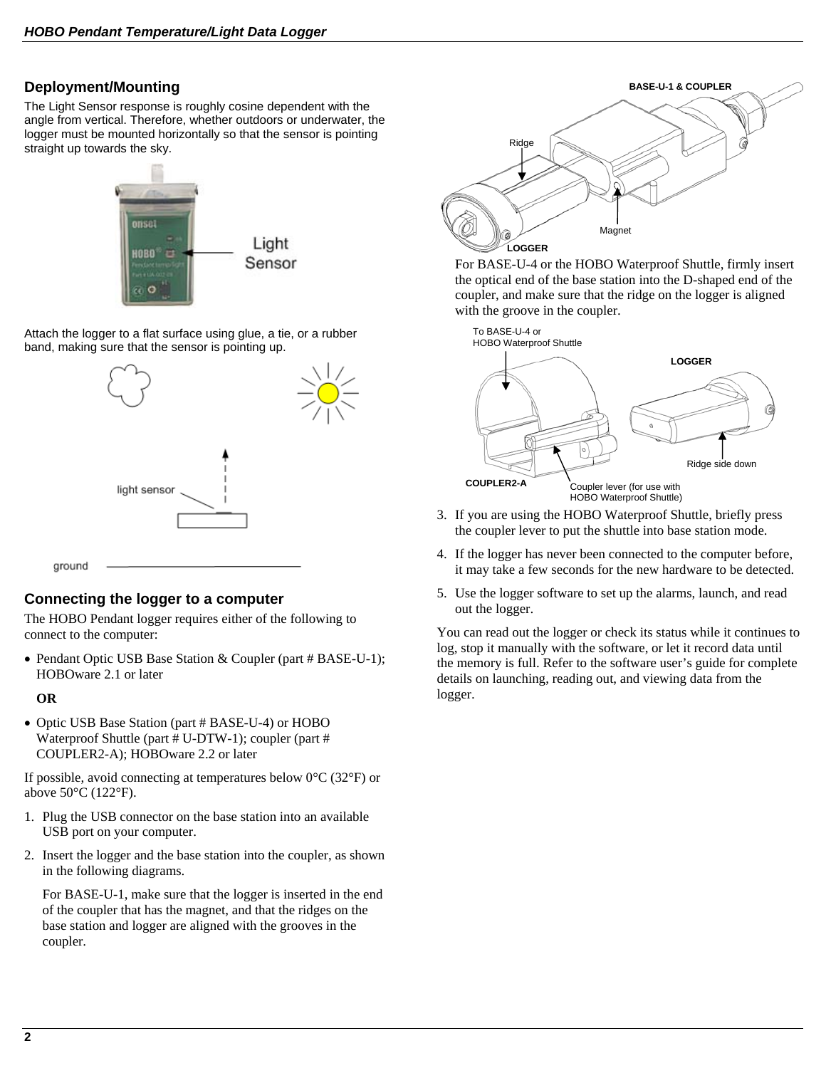## Deployment/Mounting

The Light Sensor response is roughly cosine dependent with the angle from vertical. Therefore, whether outdoors or underwater, the logger must be mounted horizontally so that the sensor is pointing straight up towards the sky.

Attach the logger to a flat surface using glue, a tie, or a rubber band, making sure that the sensor is pointing up.

## Connecting the logger to a computer

The HOBO Pendant logger requires either of the following to connect to the computer:

- Pendant Optic USB Base Station & Coupler (part # BASE-U-1); HOBOware 2.1 or later

  **OR**

- Optic USB Base Station (part # BASE-U-4) or HOBO Waterproof Shuttle (part # U-DTW-1); coupler (part # COUPLER2-A); HOBOware 2.2 or later

If possible, avoid connecting at temperatures below 0°C (32°F) or above 50°C (122°F).

1. Plug the USB connector on the base station into an available USB port on your computer.
2. Insert the logger and the base station into the coupler, as shown in the following diagrams.

   For BASE-U-1, make sure that the logger is inserted in the end of the coupler that has the magnet, and that the ridges on the base station and logger are aligned with the grooves in the coupler.

   For BASE-U-4 or the HOBO Waterproof Shuttle, firmly insert the optical end of the base station into the D-shaped end of the coupler, and make sure that the ridge on the logger is aligned with the groove in the coupler.

3. If you are using the HOBO Waterproof Shuttle, briefly press the coupler lever to put the shuttle into base station mode.
4. If the logger has never been connected to the computer before, it may take a few seconds for the new hardware to be detected.
5. Use the logger software to set up the alarms, launch, and read out the logger.

You can read out the logger or check its status while it continues to log, stop it manually with the software, or let it record data until the memory is full. Refer to the software user's guide for complete details on launching, reading out, and viewing data from the logger.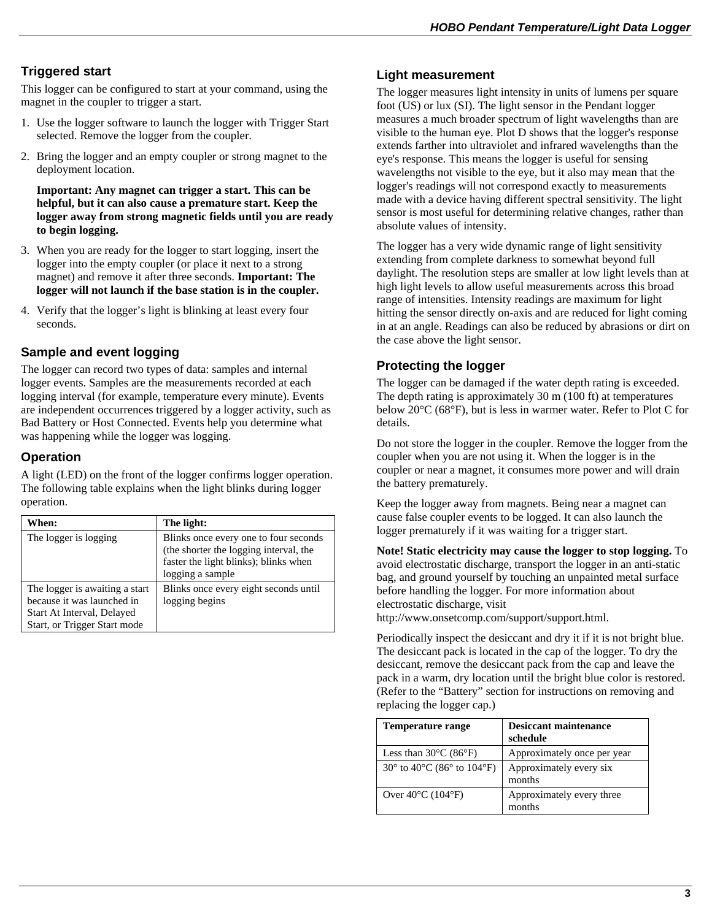## Triggered start

This logger can be configured to start at your command, using the magnet in the coupler to trigger a start.

1. Use the logger software to launch the logger with Trigger Start selected. Remove the logger from the coupler.
2. Bring the logger and an empty coupler or strong magnet to the deployment location.

   **Important: Any magnet can trigger a start. This can be helpful, but it can also cause a premature start. Keep the logger away from strong magnetic fields until you are ready to begin logging.**

3. When you are ready for the logger to start logging, insert the logger into the empty coupler (or place it next to a strong magnet) and remove it after three seconds. **Important: The logger will not launch if the base station is in the coupler.**
4. Verify that the logger's light is blinking at least every four seconds.

## Sample and event logging

The logger can record two types of data: samples and internal logger events. Samples are the measurements recorded at each logging interval (for example, temperature every minute). Events are independent occurrences triggered by a logger activity, such as Bad Battery or Host Connected. Events help you determine what was happening while the logger was logging.

## Operation

A light (LED) on the front of the logger confirms logger operation. The following table explains when the light blinks during logger operation.

| When: | The light: |
|---|---|
| The logger is logging | Blinks once every one to four seconds (the shorter the logging interval, the faster the light blinks); blinks when logging a sample |
| The logger is awaiting a start because it was launched in Start At Interval, Delayed Start, or Trigger Start mode | Blinks once every eight seconds until logging begins |

## Light measurement

The logger measures light intensity in units of lumens per square foot (US) or lux (SI). The light sensor in the Pendant logger measures a much broader spectrum of light wavelengths than are visible to the human eye. Plot D shows that the logger's response extends farther into ultraviolet and infrared wavelengths than the eye's response. This means the logger is useful for sensing wavelengths not visible to the eye, but it also may mean that the logger's readings will not correspond exactly to measurements made with a device having different spectral sensitivity. The light sensor is most useful for determining relative changes, rather than absolute values of intensity.

The logger has a very wide dynamic range of light sensitivity extending from complete darkness to somewhat beyond full daylight. The resolution steps are smaller at low light levels than at high light levels to allow useful measurements across this broad range of intensities. Intensity readings are maximum for light hitting the sensor directly on-axis and are reduced for light coming in at an angle. Readings can also be reduced by abrasions or dirt on the case above the light sensor.

## Protecting the logger

The logger can be damaged if the water depth rating is exceeded. The depth rating is approximately 30 m (100 ft) at temperatures below 20°C (68°F), but is less in warmer water. Refer to Plot C for details.

Do not store the logger in the coupler. Remove the logger from the coupler when you are not using it. When the logger is in the coupler or near a magnet, it consumes more power and will drain the battery prematurely.

Keep the logger away from magnets. Being near a magnet can cause false coupler events to be logged. It can also launch the logger prematurely if it was waiting for a trigger start.

**Note! Static electricity may cause the logger to stop logging.** To avoid electrostatic discharge, transport the logger in an anti-static bag, and ground yourself by touching an unpainted metal surface before handling the logger. For more information about electrostatic discharge, visit http://www.onsetcomp.com/support/support.html.

Periodically inspect the desiccant and dry it if it is not bright blue. The desiccant pack is located in the cap of the logger. To dry the desiccant, remove the desiccant pack from the cap and leave the pack in a warm, dry location until the bright blue color is restored. (Refer to the "Battery" section for instructions on removing and replacing the logger cap.)

| Temperature range | Desiccant maintenance schedule |
|---|---|
| Less than 30°C (86°F) | Approximately once per year |
| 30° to 40°C (86° to 104°F) | Approximately every six months |
| Over 40°C (104°F) | Approximately every three months |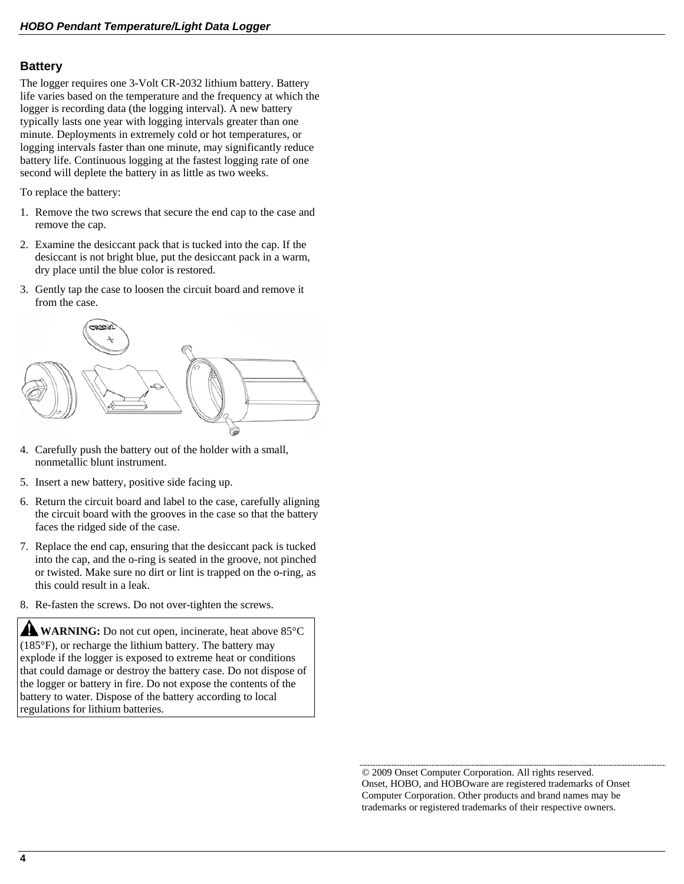## Battery

The logger requires one 3-Volt CR-2032 lithium battery. Battery life varies based on the temperature and the frequency at which the logger is recording data (the logging interval). A new battery typically lasts one year with logging intervals greater than one minute. Deployments in extremely cold or hot temperatures, or logging intervals faster than one minute, may significantly reduce battery life. Continuous logging at the fastest logging rate of one second will deplete the battery in as little as two weeks.

To replace the battery:

1. Remove the two screws that secure the end cap to the case and remove the cap.
2. Examine the desiccant pack that is tucked into the cap. If the desiccant is not bright blue, put the desiccant pack in a warm, dry place until the blue color is restored.
3. Gently tap the case to loosen the circuit board and remove it from the case.
4. Carefully push the battery out of the holder with a small, nonmetallic blunt instrument.
5. Insert a new battery, positive side facing up.
6. Return the circuit board and label to the case, carefully aligning the circuit board with the grooves in the case so that the battery faces the ridged side of the case.
7. Replace the end cap, ensuring that the desiccant pack is tucked into the cap, and the o-ring is seated in the groove, not pinched or twisted. Make sure no dirt or lint is trapped on the o-ring, as this could result in a leak.
8. Re-fasten the screws. Do not over-tighten the screws.

**WARNING:** Do not cut open, incinerate, heat above 85°C (185°F), or recharge the lithium battery. The battery may explode if the logger is exposed to extreme heat or conditions that could damage or destroy the battery case. Do not dispose of the logger or battery in fire. Do not expose the contents of the battery to water. Dispose of the battery according to local regulations for lithium batteries.

© 2009 Onset Computer Corporation. All rights reserved.
Onset, HOBO, and HOBOware are registered trademarks of Onset Computer Corporation. Other products and brand names may be trademarks or registered trademarks of their respective owners.